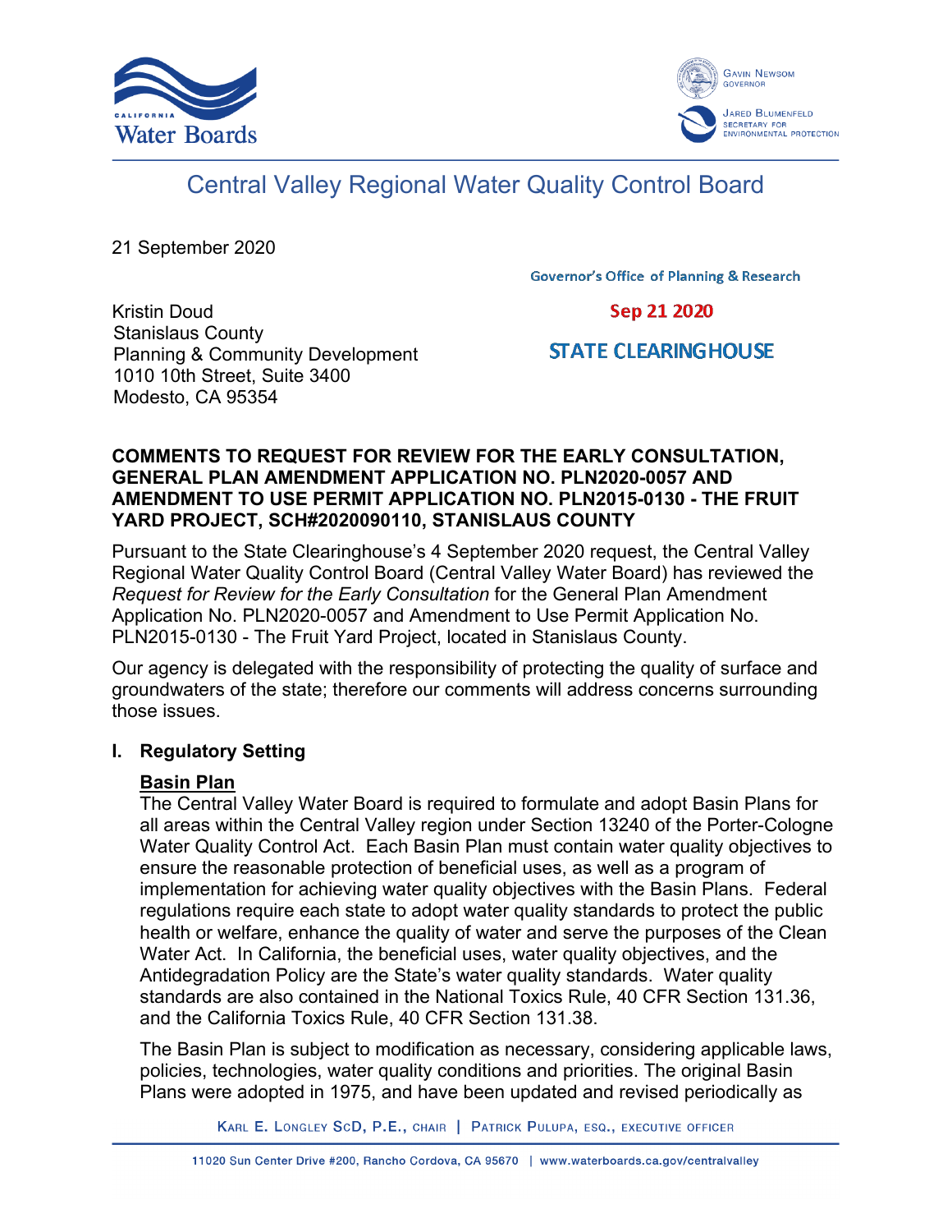# Central Valley Regional Water Quality Control Board

21 September 2020

Governor's Office of Planning & Research

Sep 21 2020

STATE CLEARINGHOUSE

Kristin Doud
Stanislaus County
Planning & Community Development
1010 10th Street, Suite 3400
Modesto, CA 95354

**COMMENTS TO REQUEST FOR REVIEW FOR THE EARLY CONSULTATION, GENERAL PLAN AMENDMENT APPLICATION NO. PLN2020-0057 AND AMENDMENT TO USE PERMIT APPLICATION NO. PLN2015-0130 - THE FRUIT YARD PROJECT, SCH#2020090110, STANISLAUS COUNTY**

Pursuant to the State Clearinghouse's 4 September 2020 request, the Central Valley Regional Water Quality Control Board (Central Valley Water Board) has reviewed the *Request for Review for the Early Consultation* for the General Plan Amendment Application No. PLN2020-0057 and Amendment to Use Permit Application No. PLN2015-0130 - The Fruit Yard Project, located in Stanislaus County.

Our agency is delegated with the responsibility of protecting the quality of surface and groundwaters of the state; therefore our comments will address concerns surrounding those issues.

## I. Regulatory Setting

### Basin Plan

The Central Valley Water Board is required to formulate and adopt Basin Plans for all areas within the Central Valley region under Section 13240 of the Porter-Cologne Water Quality Control Act. Each Basin Plan must contain water quality objectives to ensure the reasonable protection of beneficial uses, as well as a program of implementation for achieving water quality objectives with the Basin Plans. Federal regulations require each state to adopt water quality standards to protect the public health or welfare, enhance the quality of water and serve the purposes of the Clean Water Act. In California, the beneficial uses, water quality objectives, and the Antidegradation Policy are the State's water quality standards. Water quality standards are also contained in the National Toxics Rule, 40 CFR Section 131.36, and the California Toxics Rule, 40 CFR Section 131.38.

The Basin Plan is subject to modification as necessary, considering applicable laws, policies, technologies, water quality conditions and priorities. The original Basin Plans were adopted in 1975, and have been updated and revised periodically as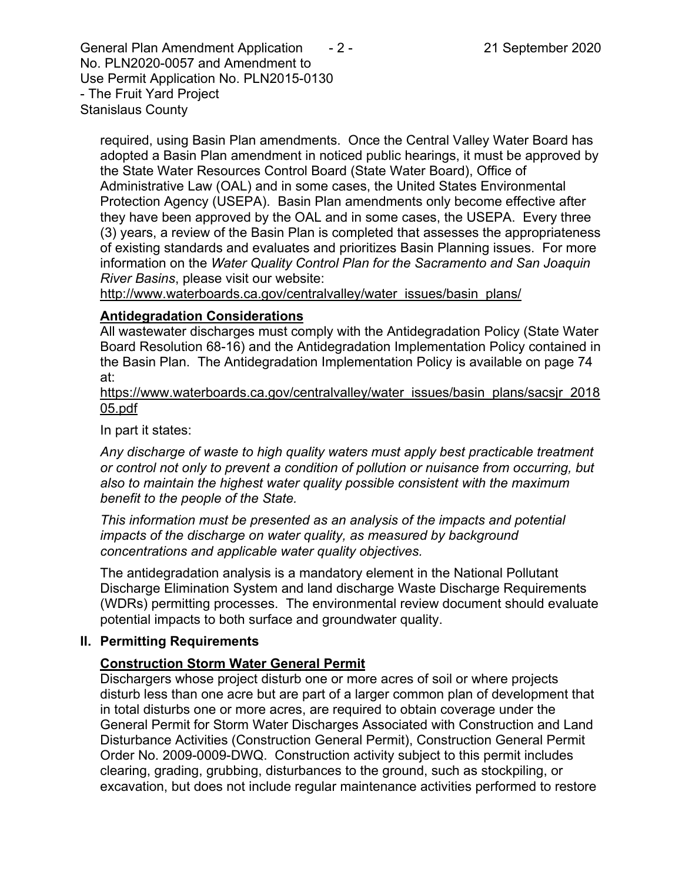required, using Basin Plan amendments. Once the Central Valley Water Board has adopted a Basin Plan amendment in noticed public hearings, it must be approved by the State Water Resources Control Board (State Water Board), Office of Administrative Law (OAL) and in some cases, the United States Environmental Protection Agency (USEPA). Basin Plan amendments only become effective after they have been approved by the OAL and in some cases, the USEPA. Every three (3) years, a review of the Basin Plan is completed that assesses the appropriateness of existing standards and evaluates and prioritizes Basin Planning issues. For more information on the *Water Quality Control Plan for the Sacramento and San Joaquin River Basins*, please visit our website:
http://www.waterboards.ca.gov/centralvalley/water_issues/basin_plans/

**Antidegradation Considerations**

All wastewater discharges must comply with the Antidegradation Policy (State Water Board Resolution 68-16) and the Antidegradation Implementation Policy contained in the Basin Plan. The Antidegradation Implementation Policy is available on page 74 at:
https://www.waterboards.ca.gov/centralvalley/water_issues/basin_plans/sacsjr_201805.pdf

In part it states:

*Any discharge of waste to high quality waters must apply best practicable treatment or control not only to prevent a condition of pollution or nuisance from occurring, but also to maintain the highest water quality possible consistent with the maximum benefit to the people of the State.*

*This information must be presented as an analysis of the impacts and potential impacts of the discharge on water quality, as measured by background concentrations and applicable water quality objectives.*

The antidegradation analysis is a mandatory element in the National Pollutant Discharge Elimination System and land discharge Waste Discharge Requirements (WDRs) permitting processes. The environmental review document should evaluate potential impacts to both surface and groundwater quality.

## II. Permitting Requirements

**Construction Storm Water General Permit**

Dischargers whose project disturb one or more acres of soil or where projects disturb less than one acre but are part of a larger common plan of development that in total disturbs one or more acres, are required to obtain coverage under the General Permit for Storm Water Discharges Associated with Construction and Land Disturbance Activities (Construction General Permit), Construction General Permit Order No. 2009-0009-DWQ. Construction activity subject to this permit includes clearing, grading, grubbing, disturbances to the ground, such as stockpiling, or excavation, but does not include regular maintenance activities performed to restore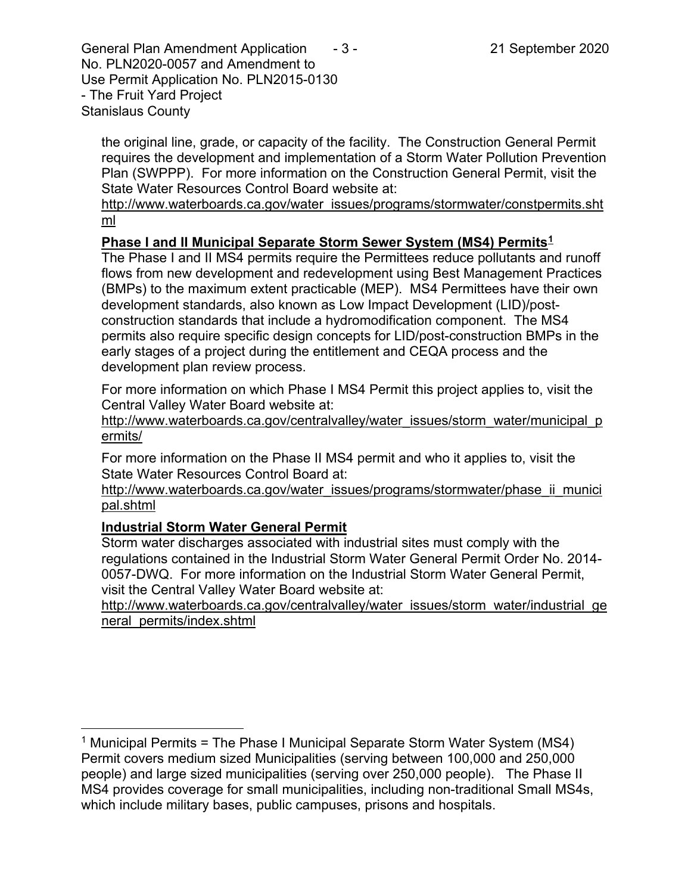the original line, grade, or capacity of the facility. The Construction General Permit requires the development and implementation of a Storm Water Pollution Prevention Plan (SWPPP). For more information on the Construction General Permit, visit the State Water Resources Control Board website at:
http://www.waterboards.ca.gov/water_issues/programs/stormwater/constpermits.shtml

**Phase I and II Municipal Separate Storm Sewer System (MS4) Permits[1]**

The Phase I and II MS4 permits require the Permittees reduce pollutants and runoff flows from new development and redevelopment using Best Management Practices (BMPs) to the maximum extent practicable (MEP). MS4 Permittees have their own development standards, also known as Low Impact Development (LID)/post-construction standards that include a hydromodification component. The MS4 permits also require specific design concepts for LID/post-construction BMPs in the early stages of a project during the entitlement and CEQA process and the development plan review process.

For more information on which Phase I MS4 Permit this project applies to, visit the Central Valley Water Board website at:
http://www.waterboards.ca.gov/centralvalley/water_issues/storm_water/municipal_permits/

For more information on the Phase II MS4 permit and who it applies to, visit the State Water Resources Control Board at:
http://www.waterboards.ca.gov/water_issues/programs/stormwater/phase_ii_municipal.shtml

**Industrial Storm Water General Permit**

Storm water discharges associated with industrial sites must comply with the regulations contained in the Industrial Storm Water General Permit Order No. 2014-0057-DWQ. For more information on the Industrial Storm Water General Permit, visit the Central Valley Water Board website at:
http://www.waterboards.ca.gov/centralvalley/water_issues/storm_water/industrial_general_permits/index.shtml

---

[1] Municipal Permits = The Phase I Municipal Separate Storm Water System (MS4) Permit covers medium sized Municipalities (serving between 100,000 and 250,000 people) and large sized municipalities (serving over 250,000 people). The Phase II MS4 provides coverage for small municipalities, including non-traditional Small MS4s, which include military bases, public campuses, prisons and hospitals.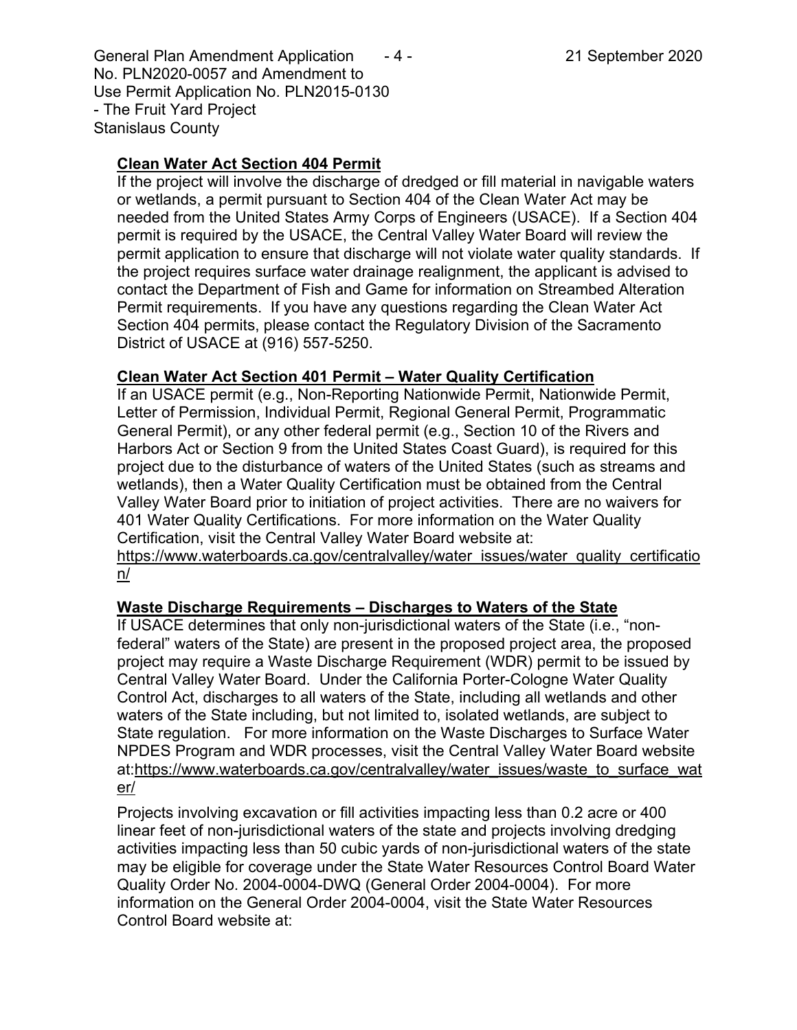## Clean Water Act Section 404 Permit

If the project will involve the discharge of dredged or fill material in navigable waters or wetlands, a permit pursuant to Section 404 of the Clean Water Act may be needed from the United States Army Corps of Engineers (USACE). If a Section 404 permit is required by the USACE, the Central Valley Water Board will review the permit application to ensure that discharge will not violate water quality standards. If the project requires surface water drainage realignment, the applicant is advised to contact the Department of Fish and Game for information on Streambed Alteration Permit requirements. If you have any questions regarding the Clean Water Act Section 404 permits, please contact the Regulatory Division of the Sacramento District of USACE at (916) 557-5250.

## Clean Water Act Section 401 Permit – Water Quality Certification

If an USACE permit (e.g., Non-Reporting Nationwide Permit, Nationwide Permit, Letter of Permission, Individual Permit, Regional General Permit, Programmatic General Permit), or any other federal permit (e.g., Section 10 of the Rivers and Harbors Act or Section 9 from the United States Coast Guard), is required for this project due to the disturbance of waters of the United States (such as streams and wetlands), then a Water Quality Certification must be obtained from the Central Valley Water Board prior to initiation of project activities. There are no waivers for 401 Water Quality Certifications. For more information on the Water Quality Certification, visit the Central Valley Water Board website at: https://www.waterboards.ca.gov/centralvalley/water_issues/water_quality_certification/

## Waste Discharge Requirements – Discharges to Waters of the State

If USACE determines that only non-jurisdictional waters of the State (i.e., "non-federal" waters of the State) are present in the proposed project area, the proposed project may require a Waste Discharge Requirement (WDR) permit to be issued by Central Valley Water Board. Under the California Porter-Cologne Water Quality Control Act, discharges to all waters of the State, including all wetlands and other waters of the State including, but not limited to, isolated wetlands, are subject to State regulation. For more information on the Waste Discharges to Surface Water NPDES Program and WDR processes, visit the Central Valley Water Board website at: https://www.waterboards.ca.gov/centralvalley/water_issues/waste_to_surface_water/

Projects involving excavation or fill activities impacting less than 0.2 acre or 400 linear feet of non-jurisdictional waters of the state and projects involving dredging activities impacting less than 50 cubic yards of non-jurisdictional waters of the state may be eligible for coverage under the State Water Resources Control Board Water Quality Order No. 2004-0004-DWQ (General Order 2004-0004). For more information on the General Order 2004-0004, visit the State Water Resources Control Board website at: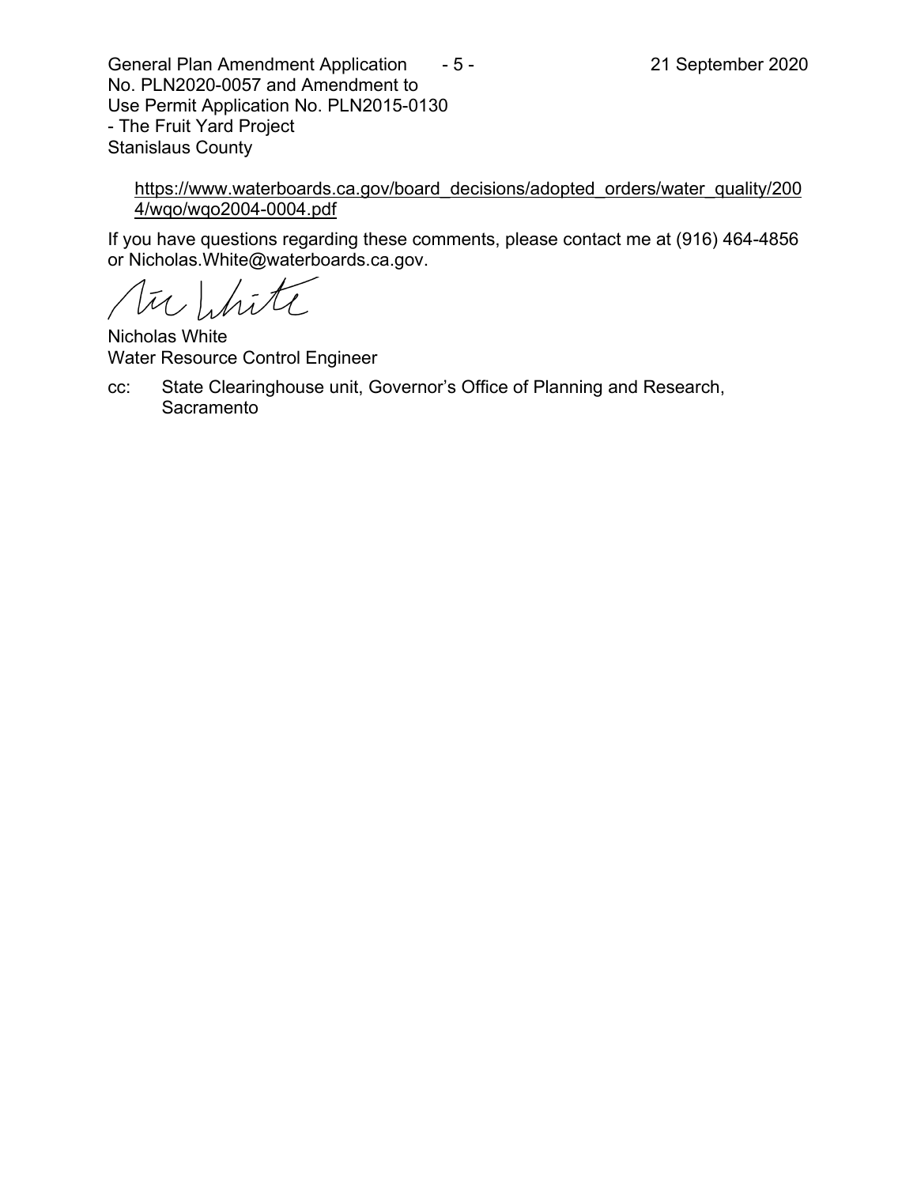https://www.waterboards.ca.gov/board_decisions/adopted_orders/water_quality/2004/wqo/wqo2004-0004.pdf

If you have questions regarding these comments, please contact me at (916) 464-4856 or Nicholas.White@waterboards.ca.gov.

Nicholas White
Water Resource Control Engineer

cc: State Clearinghouse unit, Governor's Office of Planning and Research, Sacramento